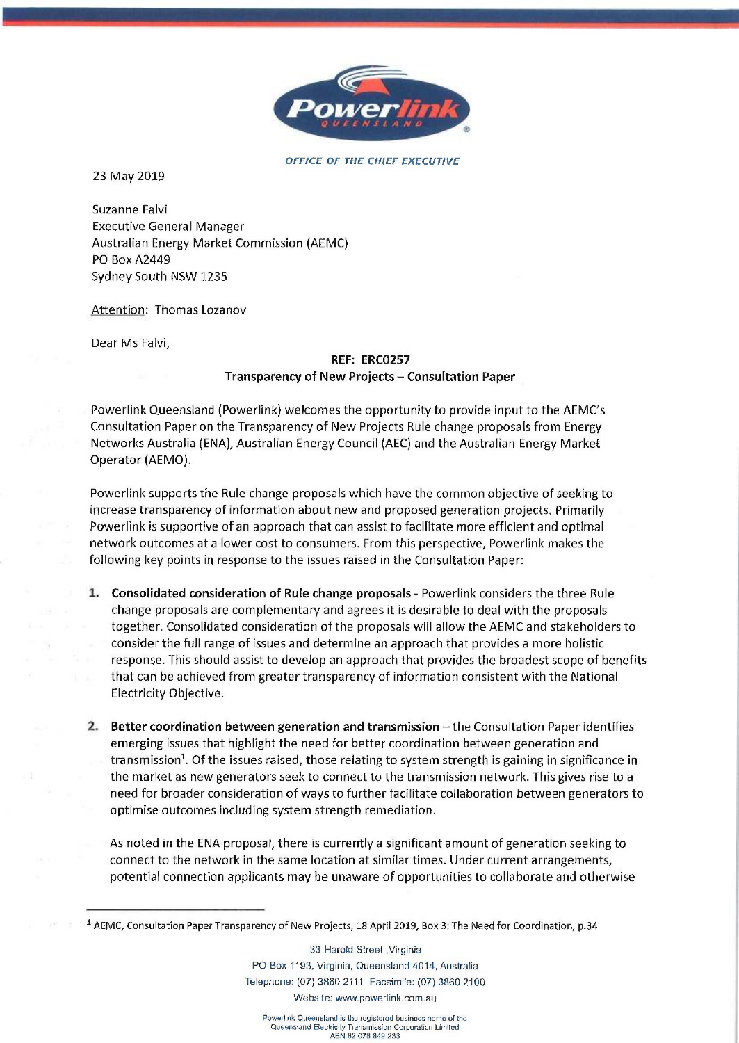OFFICE OF THE CHIEF EXECUTIVE

23 May 2019

Suzanne Falvi
Executive General Manager
Australian Energy Market Commission (AEMC)
PO Box A2449
Sydney South NSW 1235

Attention: Thomas Lozanov

Dear Ms Falvi,

**REF: ERC0257**
**Transparency of New Projects – Consultation Paper**

Powerlink Queensland (Powerlink) welcomes the opportunity to provide input to the AEMC's Consultation Paper on the Transparency of New Projects Rule change proposals from Energy Networks Australia (ENA), Australian Energy Council (AEC) and the Australian Energy Market Operator (AEMO).

Powerlink supports the Rule change proposals which have the common objective of seeking to increase transparency of information about new and proposed generation projects. Primarily Powerlink is supportive of an approach that can assist to facilitate more efficient and optimal network outcomes at a lower cost to consumers. From this perspective, Powerlink makes the following key points in response to the issues raised in the Consultation Paper:

1. **Consolidated consideration of Rule change proposals** - Powerlink considers the three Rule change proposals are complementary and agrees it is desirable to deal with the proposals together. Consolidated consideration of the proposals will allow the AEMC and stakeholders to consider the full range of issues and determine an approach that provides a more holistic response. This should assist to develop an approach that provides the broadest scope of benefits that can be achieved from greater transparency of information consistent with the National Electricity Objective.

2. **Better coordination between generation and transmission** – the Consultation Paper identifies emerging issues that highlight the need for better coordination between generation and transmission[1]. Of the issues raised, those relating to system strength is gaining in significance in the market as new generators seek to connect to the transmission network. This gives rise to a need for broader consideration of ways to further facilitate collaboration between generators to optimise outcomes including system strength remediation.

   As noted in the ENA proposal, there is currently a significant amount of generation seeking to connect to the network in the same location at similar times. Under current arrangements, potential connection applicants may be unaware of opportunities to collaborate and otherwise

[1] AEMC, Consultation Paper Transparency of New Projects, 18 April 2019, Box 3: The Need for Coordination, p.34

33 Harold Street, Virginia
PO Box 1193, Virginia, Queensland 4014, Australia
Telephone: (07) 3860 2111 Facsimile: (07) 3860 2100
Website: www.powerlink.com.au

Powerlink Queensland is the registered business name of the Queensland Electricity Transmission Corporation Limited
ABN 82 078 849 233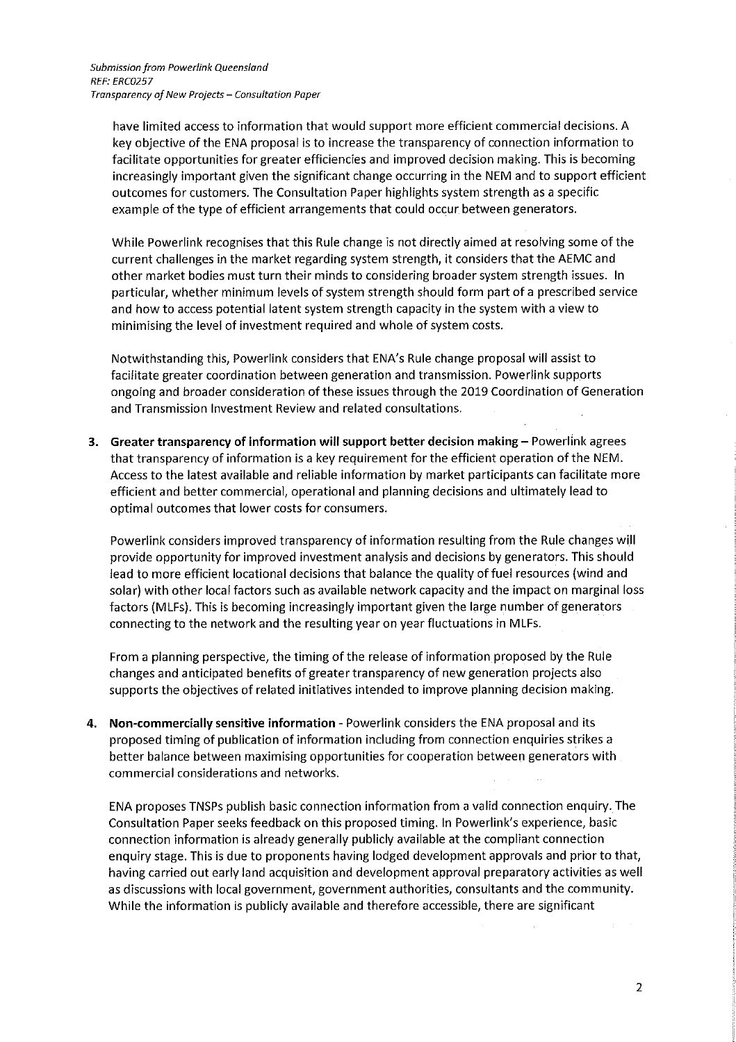have limited access to information that would support more efficient commercial decisions. A key objective of the ENA proposal is to increase the transparency of connection information to facilitate opportunities for greater efficiencies and improved decision making. This is becoming increasingly important given the significant change occurring in the NEM and to support efficient outcomes for customers. The Consultation Paper highlights system strength as a specific example of the type of efficient arrangements that could occur between generators.

While Powerlink recognises that this Rule change is not directly aimed at resolving some of the current challenges in the market regarding system strength, it considers that the AEMC and other market bodies must turn their minds to considering broader system strength issues. In particular, whether minimum levels of system strength should form part of a prescribed service and how to access potential latent system strength capacity in the system with a view to minimising the level of investment required and whole of system costs.

Notwithstanding this, Powerlink considers that ENA's Rule change proposal will assist to facilitate greater coordination between generation and transmission. Powerlink supports ongoing and broader consideration of these issues through the 2019 Coordination of Generation and Transmission Investment Review and related consultations.

3. **Greater transparency of information will support better decision making** – Powerlink agrees that transparency of information is a key requirement for the efficient operation of the NEM. Access to the latest available and reliable information by market participants can facilitate more efficient and better commercial, operational and planning decisions and ultimately lead to optimal outcomes that lower costs for consumers.

   Powerlink considers improved transparency of information resulting from the Rule changes will provide opportunity for improved investment analysis and decisions by generators. This should lead to more efficient locational decisions that balance the quality of fuel resources (wind and solar) with other local factors such as available network capacity and the impact on marginal loss factors (MLFs). This is becoming increasingly important given the large number of generators connecting to the network and the resulting year on year fluctuations in MLFs.

   From a planning perspective, the timing of the release of information proposed by the Rule changes and anticipated benefits of greater transparency of new generation projects also supports the objectives of related initiatives intended to improve planning decision making.

4. **Non-commercially sensitive information** - Powerlink considers the ENA proposal and its proposed timing of publication of information including from connection enquiries strikes a better balance between maximising opportunities for cooperation between generators with commercial considerations and networks.

   ENA proposes TNSPs publish basic connection information from a valid connection enquiry. The Consultation Paper seeks feedback on this proposed timing. In Powerlink's experience, basic connection information is already generally publicly available at the compliant connection enquiry stage. This is due to proponents having lodged development approvals and prior to that, having carried out early land acquisition and development approval preparatory activities as well as discussions with local government, government authorities, consultants and the community. While the information is publicly available and therefore accessible, there are significant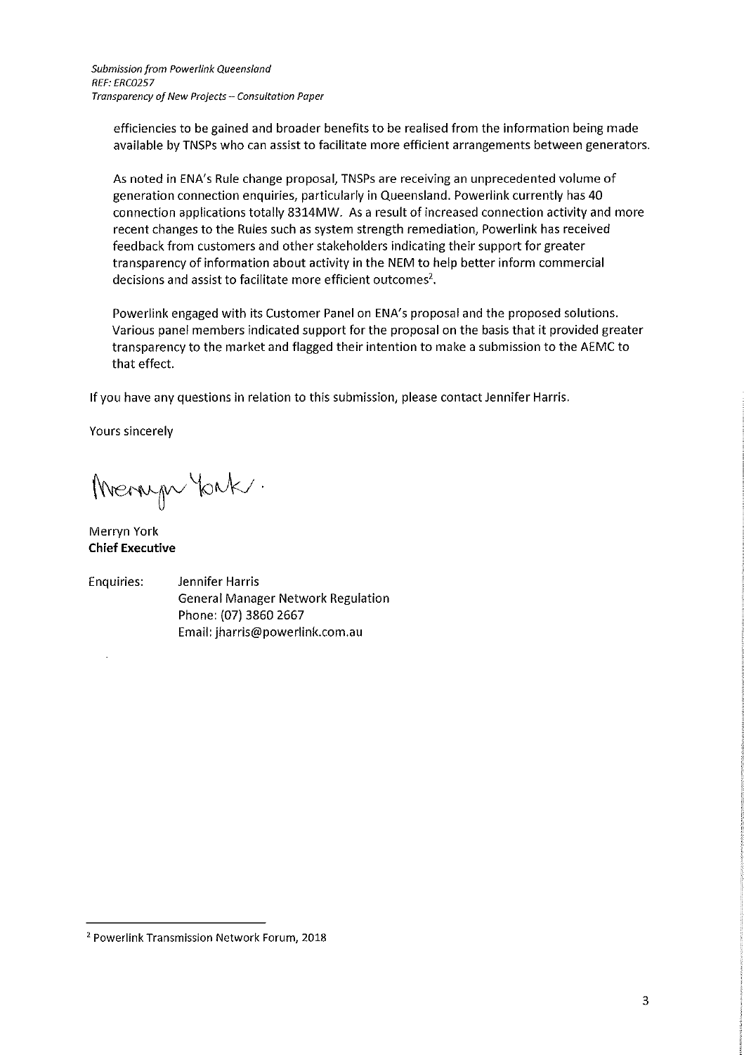efficiencies to be gained and broader benefits to be realised from the information being made available by TNSPs who can assist to facilitate more efficient arrangements between generators.

As noted in ENA's Rule change proposal, TNSPs are receiving an unprecedented volume of generation connection enquiries, particularly in Queensland. Powerlink currently has 40 connection applications totally 8314MW. As a result of increased connection activity and more recent changes to the Rules such as system strength remediation, Powerlink has received feedback from customers and other stakeholders indicating their support for greater transparency of information about activity in the NEM to help better inform commercial decisions and assist to facilitate more efficient outcomes[2].

Powerlink engaged with its Customer Panel on ENA's proposal and the proposed solutions. Various panel members indicated support for the proposal on the basis that it provided greater transparency to the market and flagged their intention to make a submission to the AEMC to that effect.

If you have any questions in relation to this submission, please contact Jennifer Harris.

Yours sincerely

Merryn York
**Chief Executive**

Enquiries: Jennifer Harris
General Manager Network Regulation
Phone: (07) 3860 2667
Email: jharris@powerlink.com.au

---

[2] Powerlink Transmission Network Forum, 2018